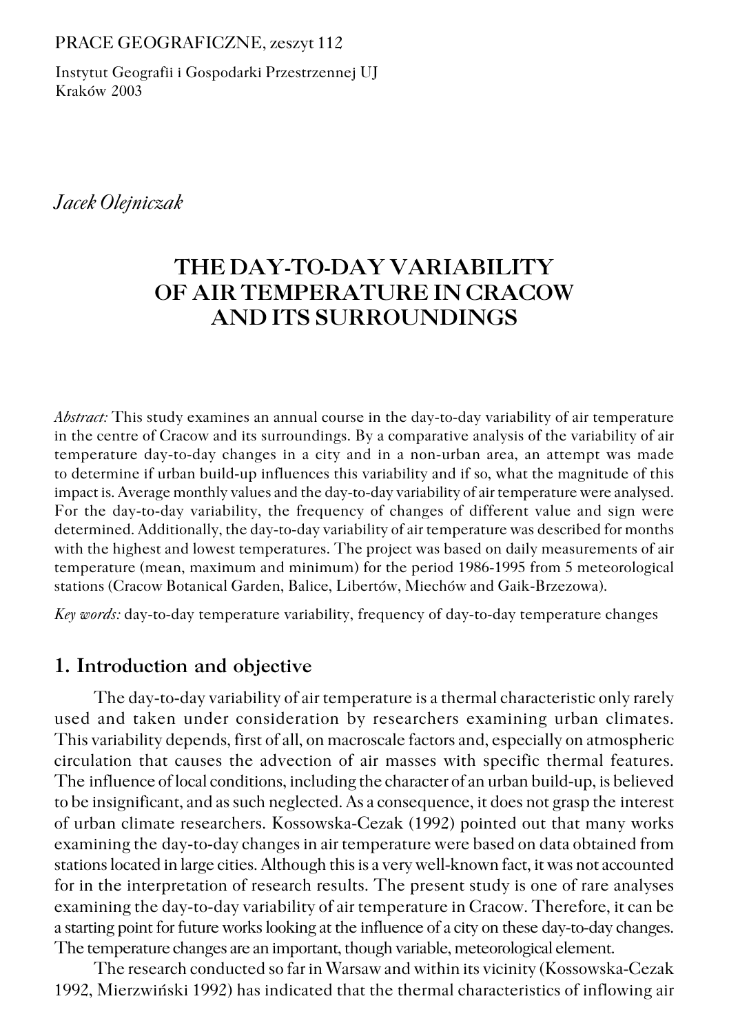PRACE GEOGRAFICZNE, zeszyt 112

Instytut Geografii i Gospodarki Przestrzennej UJ
Kraków 2003

*Jacek Olejniczak*

# THE DAY-TO-DAY VARIABILITY OF AIR TEMPERATURE IN CRACOW AND ITS SURROUNDINGS

*Abstract:* This study examines an annual course in the day-to-day variability of air temperature in the centre of Cracow and its surroundings. By a comparative analysis of the variability of air temperature day-to-day changes in a city and in a non-urban area, an attempt was made to determine if urban build-up influences this variability and if so, what the magnitude of this impact is. Average monthly values and the day-to-day variability of air temperature were analysed. For the day-to-day variability, the frequency of changes of different value and sign were determined. Additionally, the day-to-day variability of air temperature was described for months with the highest and lowest temperatures. The project was based on daily measurements of air temperature (mean, maximum and minimum) for the period 1986-1995 from 5 meteorological stations (Cracow Botanical Garden, Balice, Libertów, Miechów and Gaik-Brzezowa).

*Key words:* day-to-day temperature variability, frequency of day-to-day temperature changes

## 1. Introduction and objective

The day-to-day variability of air temperature is a thermal characteristic only rarely used and taken under consideration by researchers examining urban climates. This variability depends, first of all, on macroscale factors and, especially on atmospheric circulation that causes the advection of air masses with specific thermal features. The influence of local conditions, including the character of an urban build-up, is believed to be insignificant, and as such neglected. As a consequence, it does not grasp the interest of urban climate researchers. Kossowska-Cezak (1992) pointed out that many works examining the day-to-day changes in air temperature were based on data obtained from stations located in large cities. Although this is a very well-known fact, it was not accounted for in the interpretation of research results. The present study is one of rare analyses examining the day-to-day variability of air temperature in Cracow. Therefore, it can be a starting point for future works looking at the influence of a city on these day-to-day changes. The temperature changes are an important, though variable, meteorological element.

The research conducted so far in Warsaw and within its vicinity (Kossowska-Cezak 1992, Mierzwiński 1992) has indicated that the thermal characteristics of inflowing air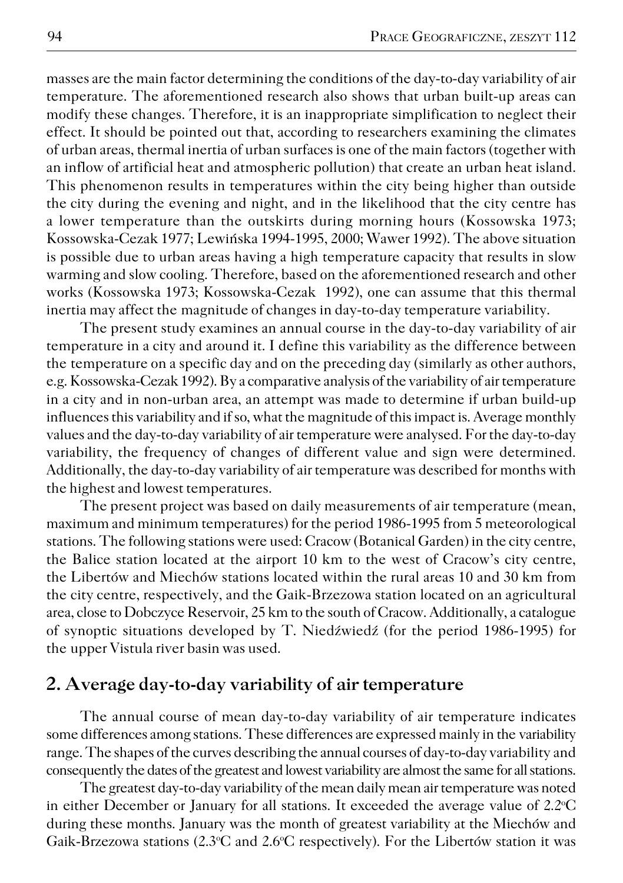masses are the main factor determining the conditions of the day-to-day variability of air temperature. The aforementioned research also shows that urban built-up areas can modify these changes. Therefore, it is an inappropriate simplification to neglect their effect. It should be pointed out that, according to researchers examining the climates of urban areas, thermal inertia of urban surfaces is one of the main factors (together with an inflow of artificial heat and atmospheric pollution) that create an urban heat island. This phenomenon results in temperatures within the city being higher than outside the city during the evening and night, and in the likelihood that the city centre has a lower temperature than the outskirts during morning hours (Kossowska 1973; Kossowska-Cezak 1977; Lewińska 1994-1995, 2000; Wawer 1992). The above situation is possible due to urban areas having a high temperature capacity that results in slow warming and slow cooling. Therefore, based on the aforementioned research and other works (Kossowska 1973; Kossowska-Cezak 1992), one can assume that this thermal inertia may affect the magnitude of changes in day-to-day temperature variability.

The present study examines an annual course in the day-to-day variability of air temperature in a city and around it. I define this variability as the difference between the temperature on a specific day and on the preceding day (similarly as other authors, e.g. Kossowska-Cezak 1992). By a comparative analysis of the variability of air temperature in a city and in non-urban area, an attempt was made to determine if urban build-up influences this variability and if so, what the magnitude of this impact is. Average monthly values and the day-to-day variability of air temperature were analysed. For the day-to-day variability, the frequency of changes of different value and sign were determined. Additionally, the day-to-day variability of air temperature was described for months with the highest and lowest temperatures.

The present project was based on daily measurements of air temperature (mean, maximum and minimum temperatures) for the period 1986-1995 from 5 meteorological stations. The following stations were used: Cracow (Botanical Garden) in the city centre, the Balice station located at the airport 10 km to the west of Cracow's city centre, the Libertów and Miechów stations located within the rural areas 10 and 30 km from the city centre, respectively, and the Gaik-Brzezowa station located on an agricultural area, close to Dobczyce Reservoir, 25 km to the south of Cracow. Additionally, a catalogue of synoptic situations developed by T. Niedźwiedź (for the period 1986-1995) for the upper Vistula river basin was used.

## 2. Average day-to-day variability of air temperature

The annual course of mean day-to-day variability of air temperature indicates some differences among stations. These differences are expressed mainly in the variability range. The shapes of the curves describing the annual courses of day-to-day variability and consequently the dates of the greatest and lowest variability are almost the same for all stations.

The greatest day-to-day variability of the mean daily mean air temperature was noted in either December or January for all stations. It exceeded the average value of 2.2°C during these months. January was the month of greatest variability at the Miechów and Gaik-Brzezowa stations (2.3°C and 2.6°C respectively). For the Libertów station it was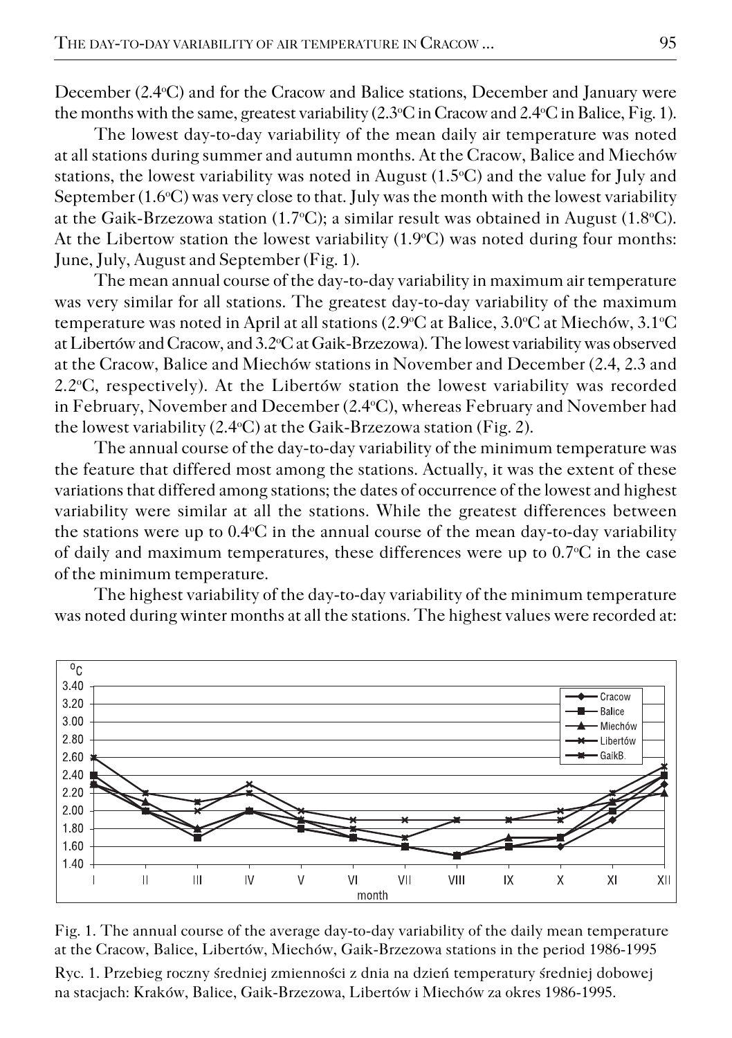December (2.4°C) and for the Cracow and Balice stations, December and January were the months with the same, greatest variability (2.3°C in Cracow and 2.4°C in Balice, Fig. 1).

The lowest day-to-day variability of the mean daily air temperature was noted at all stations during summer and autumn months. At the Cracow, Balice and Miechów stations, the lowest variability was noted in August (1.5°C) and the value for July and September (1.6°C) was very close to that. July was the month with the lowest variability at the Gaik-Brzezowa station (1.7°C); a similar result was obtained in August (1.8°C). At the Libertow station the lowest variability (1.9°C) was noted during four months: June, July, August and September (Fig. 1).

The mean annual course of the day-to-day variability in maximum air temperature was very similar for all stations. The greatest day-to-day variability of the maximum temperature was noted in April at all stations (2.9°C at Balice, 3.0°C at Miechów, 3.1°C at Libertów and Cracow, and 3.2°C at Gaik-Brzezowa). The lowest variability was observed at the Cracow, Balice and Miechów stations in November and December (2.4, 2.3 and 2.2°C, respectively). At the Libertów station the lowest variability was recorded in February, November and December (2.4°C), whereas February and November had the lowest variability (2.4°C) at the Gaik-Brzezowa station (Fig. 2).

The annual course of the day-to-day variability of the minimum temperature was the feature that differed most among the stations. Actually, it was the extent of these variations that differed among stations; the dates of occurrence of the lowest and highest variability were similar at all the stations. While the greatest differences between the stations were up to 0.4°C in the annual course of the mean day-to-day variability of daily and maximum temperatures, these differences were up to 0.7°C in the case of the minimum temperature.

The highest variability of the day-to-day variability of the minimum temperature was noted during winter months at all the stations. The highest values were recorded at:

Fig. 1. The annual course of the average day-to-day variability of the daily mean temperature at the Cracow, Balice, Libertów, Miechów, Gaik-Brzezowa stations in the period 1986-1995

Ryc. 1. Przebieg roczny średniej zmienności z dnia na dzień temperatury średniej dobowej na stacjach: Kraków, Balice, Gaik-Brzezowa, Libertów i Miechów za okres 1986-1995.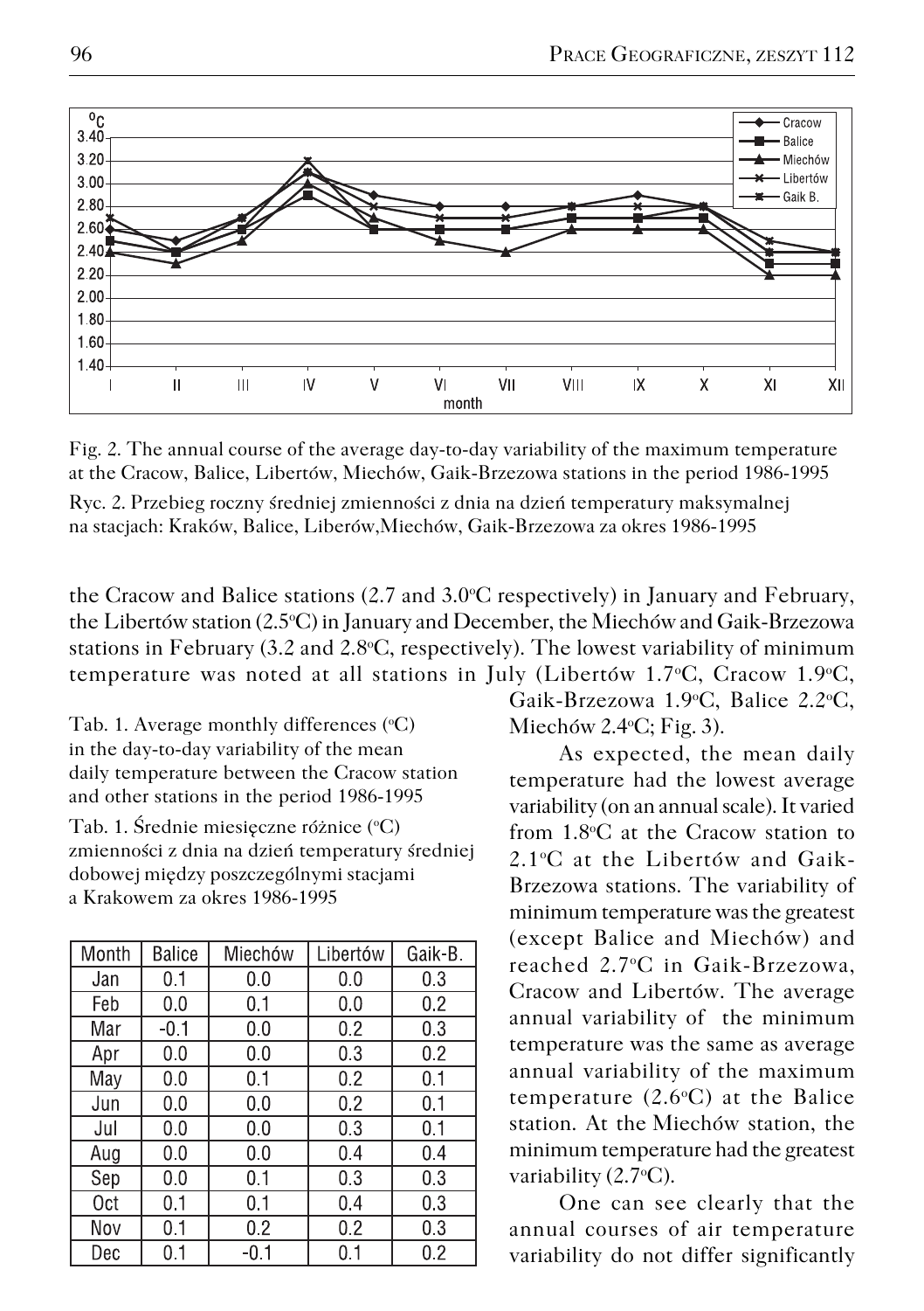Fig. 2. The annual course of the average day-to-day variability of the maximum temperature at the Cracow, Balice, Libertów, Miechów, Gaik-Brzezowa stations in the period 1986-1995

Ryc. 2. Przebieg roczny średniej zmienności z dnia na dzień temperatury maksymalnej na stacjach: Kraków, Balice, Liberów,Miechów, Gaik-Brzezowa za okres 1986-1995

the Cracow and Balice stations (2.7 and 3.0°C respectively) in January and February, the Libertów station (2.5°C) in January and December, the Miechów and Gaik-Brzezowa stations in February (3.2 and 2.8°C, respectively). The lowest variability of minimum temperature was noted at all stations in July (Libertów 1.7°C, Cracow 1.9°C, Gaik-Brzezowa 1.9°C, Balice 2.2°C, Miechów 2.4°C; Fig. 3).

As expected, the mean daily temperature had the lowest average variability (on an annual scale). It varied from 1.8°C at the Cracow station to 2.1°C at the Libertów and Gaik-Brzezowa stations. The variability of minimum temperature was the greatest (except Balice and Miechów) and reached 2.7°C in Gaik-Brzezowa, Cracow and Libertów. The average annual variability of the minimum temperature was the same as average annual variability of the maximum temperature (2.6°C) at the Balice station. At the Miechów station, the minimum temperature had the greatest variability (2.7°C).

One can see clearly that the annual courses of air temperature variability do not differ significantly

Tab. 1. Average monthly differences (°C) in the day-to-day variability of the mean daily temperature between the Cracow station and other stations in the period 1986-1995

Tab. 1. Średnie miesięczne różnice (°C) zmienności z dnia na dzień temperatury średniej dobowej między poszczególnymi stacjami a Krakowem za okres 1986-1995

| Month | Balice | Miechów | Libertów | Gaik-B. |
|---|---|---|---|---|
| Jan | 0.1 | 0.0 | 0.0 | 0.3 |
| Feb | 0.0 | 0.1 | 0.0 | 0.2 |
| Mar | -0.1 | 0.0 | 0.2 | 0.3 |
| Apr | 0.0 | 0.0 | 0.3 | 0.2 |
| May | 0.0 | 0.1 | 0.2 | 0.1 |
| Jun | 0.0 | 0.0 | 0.2 | 0.1 |
| Jul | 0.0 | 0.0 | 0.3 | 0.1 |
| Aug | 0.0 | 0.0 | 0.4 | 0.4 |
| Sep | 0.0 | 0.1 | 0.3 | 0.3 |
| Oct | 0.1 | 0.1 | 0.4 | 0.3 |
| Nov | 0.1 | 0.2 | 0.2 | 0.3 |
| Dec | 0.1 | -0.1 | 0.1 | 0.2 |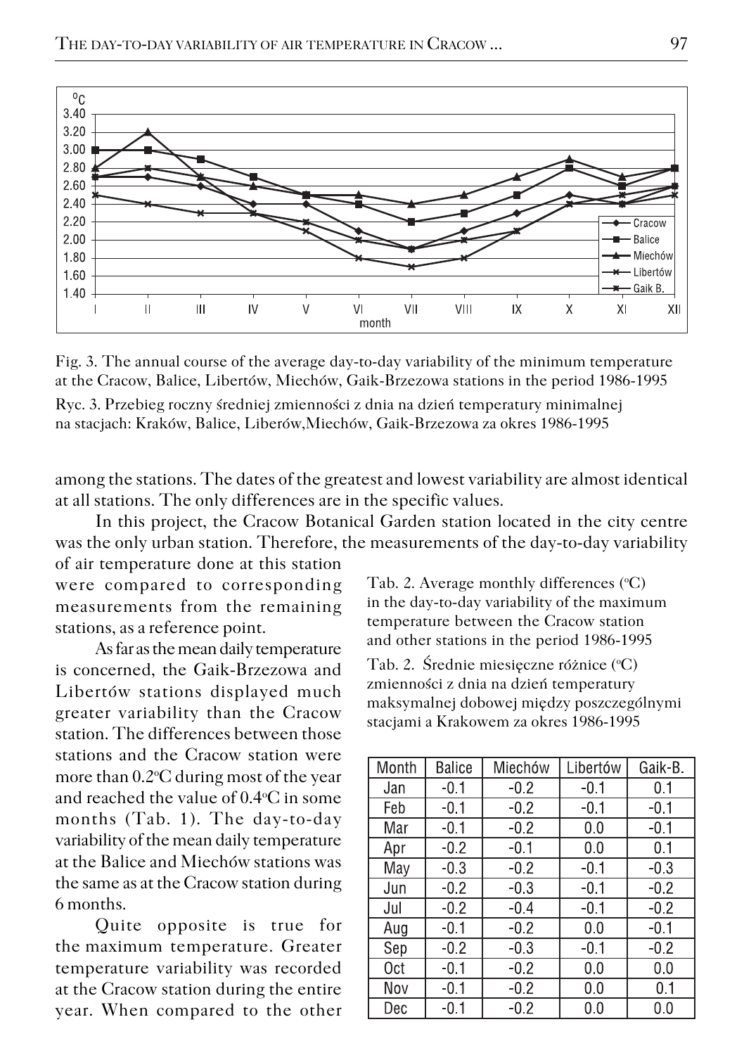Fig. 3. The annual course of the average day-to-day variability of the minimum temperature at the Cracow, Balice, Libertów, Miechów, Gaik-Brzezowa stations in the period 1986-1995

Ryc. 3. Przebieg roczny średniej zmienności z dnia na dzień temperatury minimalnej na stacjach: Kraków, Balice, Liberów,Miechów, Gaik-Brzezowa za okres 1986-1995

among the stations. The dates of the greatest and lowest variability are almost identical at all stations. The only differences are in the specific values.

In this project, the Cracow Botanical Garden station located in the city centre was the only urban station. Therefore, the measurements of the day-to-day variability of air temperature done at this station were compared to corresponding measurements from the remaining stations, as a reference point.

As far as the mean daily temperature is concerned, the Gaik-Brzezowa and Libertów stations displayed much greater variability than the Cracow station. The differences between those stations and the Cracow station were more than 0.2°C during most of the year and reached the value of 0.4°C in some months (Tab. 1). The day-to-day variability of the mean daily temperature at the Balice and Miechów stations was the same as at the Cracow station during 6 months.

Quite opposite is true for the maximum temperature. Greater temperature variability was recorded at the Cracow station during the entire year. When compared to the other

Tab. 2. Average monthly differences (°C) in the day-to-day variability of the maximum temperature between the Cracow station and other stations in the period 1986-1995

Tab. 2. Średnie miesięczne różnice (°C) zmienności z dnia na dzień temperatury maksymalnej dobowej między poszczególnymi stacjami a Krakowem za okres 1986-1995

| Month | Balice | Miechów | Libertów | Gaik-B. |
|---|---|---|---|---|
| Jan | -0.1 | -0.2 | -0.1 | 0.1 |
| Feb | -0.1 | -0.2 | -0.1 | -0.1 |
| Mar | -0.1 | -0.2 | 0.0 | -0.1 |
| Apr | -0.2 | -0.1 | 0.0 | 0.1 |
| May | -0.3 | -0.2 | -0.1 | -0.3 |
| Jun | -0.2 | -0.3 | -0.1 | -0.2 |
| Jul | -0.2 | -0.4 | -0.1 | -0.2 |
| Aug | -0.1 | -0.2 | 0.0 | -0.1 |
| Sep | -0.2 | -0.3 | -0.1 | -0.2 |
| Oct | -0.1 | -0.2 | 0.0 | 0.0 |
| Nov | -0.1 | -0.2 | 0.0 | 0.1 |
| Dec | -0.1 | -0.2 | 0.0 | 0.0 |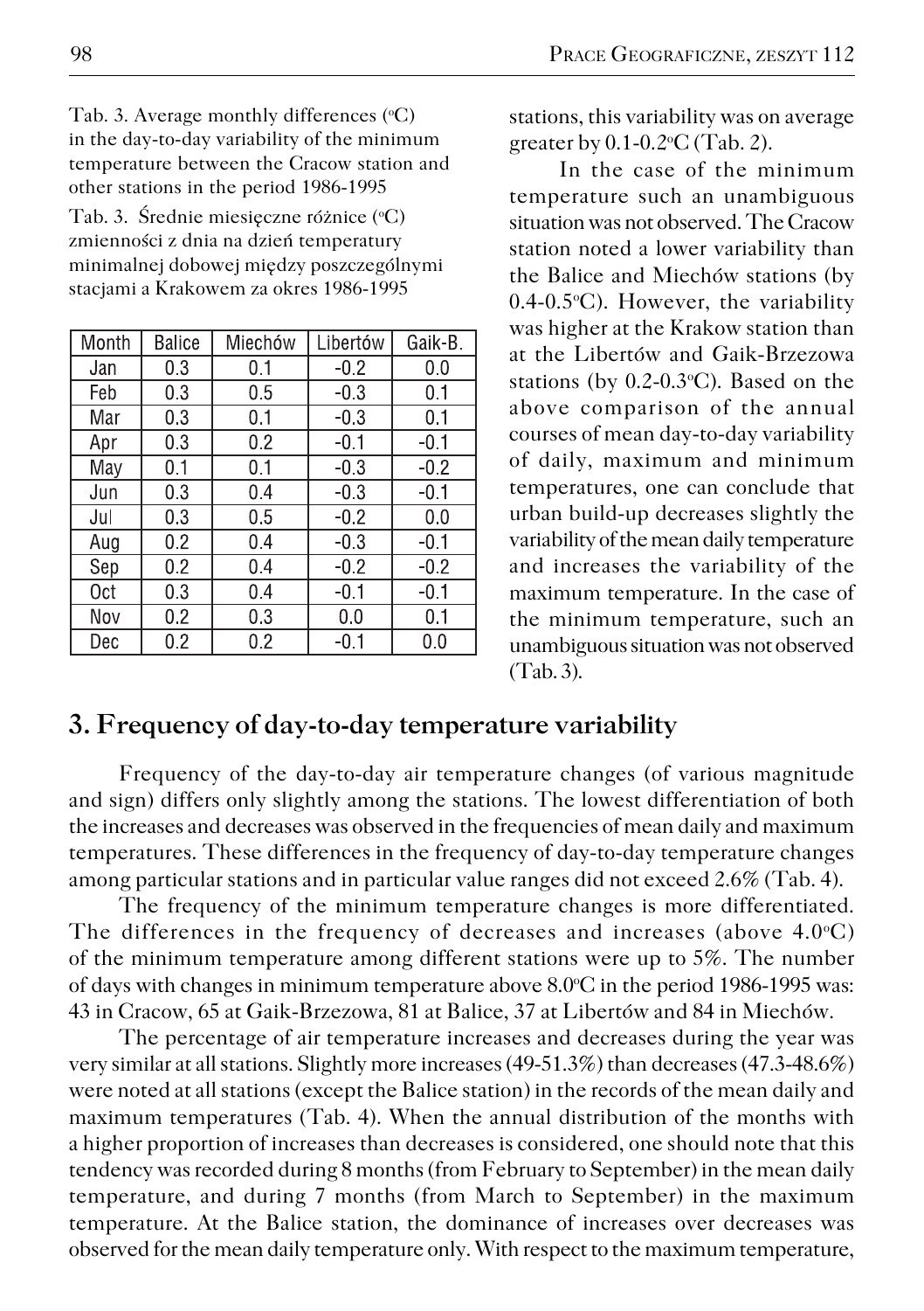Tab. 3. Average monthly differences (°C) in the day-to-day variability of the minimum temperature between the Cracow station and other stations in the period 1986-1995

Tab. 3. Średnie miesięczne różnice (°C) zmienności z dnia na dzień temperatury minimalnej dobowej między poszczególnymi stacjami a Krakowem za okres 1986-1995

| Month | Balice | Miechów | Libertów | Gaik-B. |
|---|---|---|---|---|
| Jan | 0.3 | 0.1 | -0.2 | 0.0 |
| Feb | 0.3 | 0.5 | -0.3 | 0.1 |
| Mar | 0.3 | 0.1 | -0.3 | 0.1 |
| Apr | 0.3 | 0.2 | -0.1 | -0.1 |
| May | 0.1 | 0.1 | -0.3 | -0.2 |
| Jun | 0.3 | 0.4 | -0.3 | -0.1 |
| Jul | 0.3 | 0.5 | -0.2 | 0.0 |
| Aug | 0.2 | 0.4 | -0.3 | -0.1 |
| Sep | 0.2 | 0.4 | -0.2 | -0.2 |
| Oct | 0.3 | 0.4 | -0.1 | -0.1 |
| Nov | 0.2 | 0.3 | 0.0 | 0.1 |
| Dec | 0.2 | 0.2 | -0.1 | 0.0 |

stations, this variability was on average greater by 0.1-0.2°C (Tab. 2).

In the case of the minimum temperature such an unambiguous situation was not observed. The Cracow station noted a lower variability than the Balice and Miechów stations (by 0.4-0.5°C). However, the variability was higher at the Krakow station than at the Libertów and Gaik-Brzezowa stations (by 0.2-0.3°C). Based on the above comparison of the annual courses of mean day-to-day variability of daily, maximum and minimum temperatures, one can conclude that urban build-up decreases slightly the variability of the mean daily temperature and increases the variability of the maximum temperature. In the case of the minimum temperature, such an unambiguous situation was not observed (Tab. 3).

## 3. Frequency of day-to-day temperature variability

Frequency of the day-to-day air temperature changes (of various magnitude and sign) differs only slightly among the stations. The lowest differentiation of both the increases and decreases was observed in the frequencies of mean daily and maximum temperatures. These differences in the frequency of day-to-day temperature changes among particular stations and in particular value ranges did not exceed 2.6% (Tab. 4).

The frequency of the minimum temperature changes is more differentiated. The differences in the frequency of decreases and increases (above 4.0°C) of the minimum temperature among different stations were up to 5%. The number of days with changes in minimum temperature above 8.0°C in the period 1986-1995 was: 43 in Cracow, 65 at Gaik-Brzezowa, 81 at Balice, 37 at Libertów and 84 in Miechów.

The percentage of air temperature increases and decreases during the year was very similar at all stations. Slightly more increases (49-51.3%) than decreases (47.3-48.6%) were noted at all stations (except the Balice station) in the records of the mean daily and maximum temperatures (Tab. 4). When the annual distribution of the months with a higher proportion of increases than decreases is considered, one should note that this tendency was recorded during 8 months (from February to September) in the mean daily temperature, and during 7 months (from March to September) in the maximum temperature. At the Balice station, the dominance of increases over decreases was observed for the mean daily temperature only. With respect to the maximum temperature,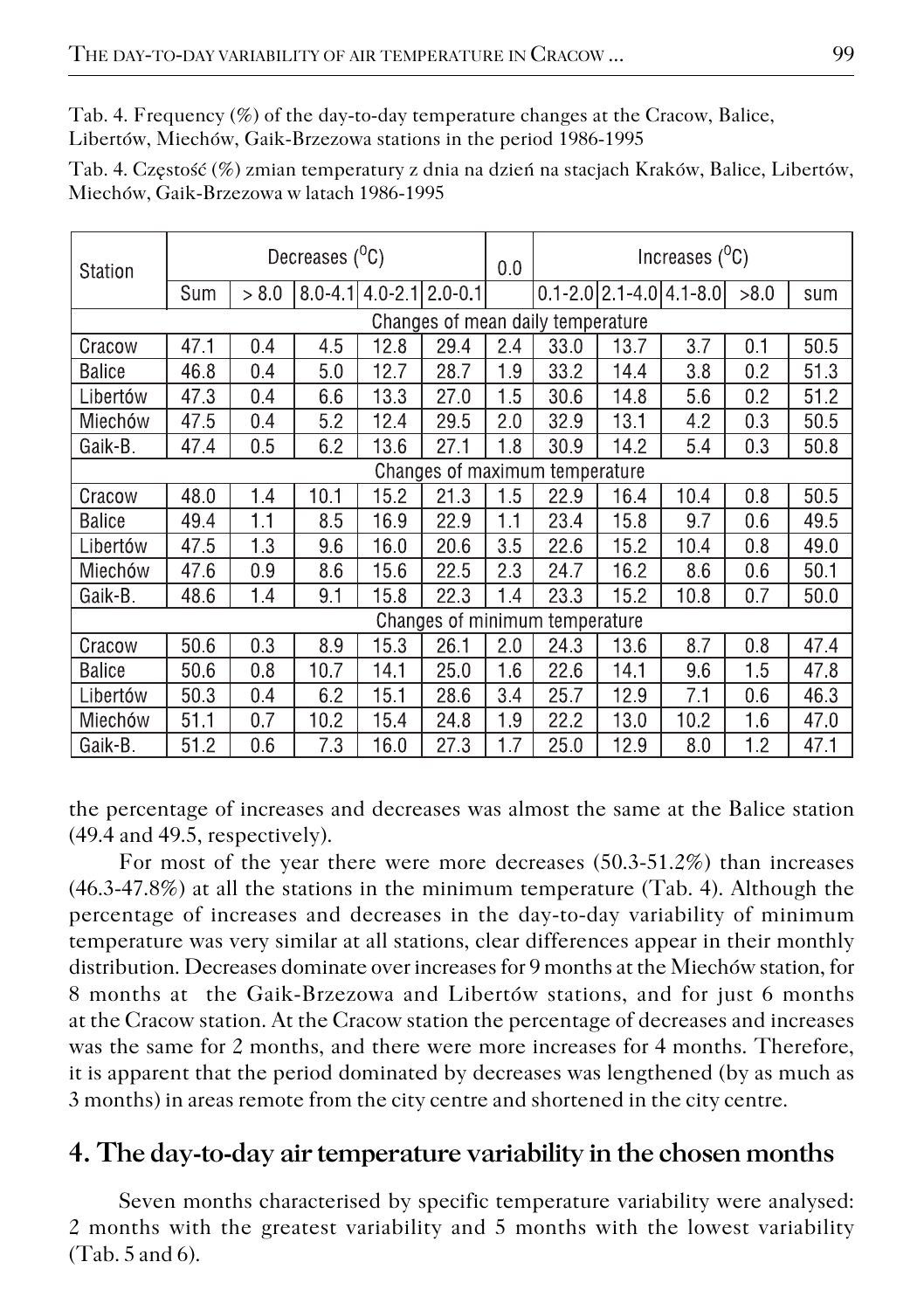Tab. 4. Frequency (%) of the day-to-day temperature changes at the Cracow, Balice, Libertów, Miechów, Gaik-Brzezowa stations in the period 1986-1995

Tab. 4. Częstość (%) zmian temperatury z dnia na dzień na stacjach Kraków, Balice, Libertów, Miechów, Gaik-Brzezowa w latach 1986-1995

| Station | Decreases ($^0$C) | | | | | 0.0 | Increases ($^0$C) | | | | |
|---|---|---|---|---|---|---|---|---|---|---|---|
| | Sum | > 8.0 | 8.0-4.1 | 4.0-2.1 | 2.0-0.1 | | 0.1-2.0 | 2.1-4.0 | 4.1-8.0 | >8.0 | sum |
| Changes of mean daily temperature | | | | | | | | | | | |
| Cracow | 47.1 | 0.4 | 4.5 | 12.8 | 29.4 | 2.4 | 33.0 | 13.7 | 3.7 | 0.1 | 50.5 |
| Balice | 46.8 | 0.4 | 5.0 | 12.7 | 28.7 | 1.9 | 33.2 | 14.4 | 3.8 | 0.2 | 51.3 |
| Libertów | 47.3 | 0.4 | 6.6 | 13.3 | 27.0 | 1.5 | 30.6 | 14.8 | 5.6 | 0.2 | 51.2 |
| Miechów | 47.5 | 0.4 | 5.2 | 12.4 | 29.5 | 2.0 | 32.9 | 13.1 | 4.2 | 0.3 | 50.5 |
| Gaik-B. | 47.4 | 0.5 | 6.2 | 13.6 | 27.1 | 1.8 | 30.9 | 14.2 | 5.4 | 0.3 | 50.8 |
| Changes of maximum temperature | | | | | | | | | | | |
| Cracow | 48.0 | 1.4 | 10.1 | 15.2 | 21.3 | 1.5 | 22.9 | 16.4 | 10.4 | 0.8 | 50.5 |
| Balice | 49.4 | 1.1 | 8.5 | 16.9 | 22.9 | 1.1 | 23.4 | 15.8 | 9.7 | 0.6 | 49.5 |
| Libertów | 47.5 | 1.3 | 9.6 | 16.0 | 20.6 | 3.5 | 22.6 | 15.2 | 10.4 | 0.8 | 49.0 |
| Miechów | 47.6 | 0.9 | 8.6 | 15.6 | 22.5 | 2.3 | 24.7 | 16.2 | 8.6 | 0.6 | 50.1 |
| Gaik-B. | 48.6 | 1.4 | 9.1 | 15.8 | 22.3 | 1.4 | 23.3 | 15.2 | 10.8 | 0.7 | 50.0 |
| Changes of minimum temperature | | | | | | | | | | | |
| Cracow | 50.6 | 0.3 | 8.9 | 15.3 | 26.1 | 2.0 | 24.3 | 13.6 | 8.7 | 0.8 | 47.4 |
| Balice | 50.6 | 0.8 | 10.7 | 14.1 | 25.0 | 1.6 | 22.6 | 14.1 | 9.6 | 1.5 | 47.8 |
| Libertów | 50.3 | 0.4 | 6.2 | 15.1 | 28.6 | 3.4 | 25.7 | 12.9 | 7.1 | 0.6 | 46.3 |
| Miechów | 51.1 | 0.7 | 10.2 | 15.4 | 24.8 | 1.9 | 22.2 | 13.0 | 10.2 | 1.6 | 47.0 |
| Gaik-B. | 51.2 | 0.6 | 7.3 | 16.0 | 27.3 | 1.7 | 25.0 | 12.9 | 8.0 | 1.2 | 47.1 |

the percentage of increases and decreases was almost the same at the Balice station (49.4 and 49.5, respectively).

For most of the year there were more decreases (50.3-51.2%) than increases (46.3-47.8%) at all the stations in the minimum temperature (Tab. 4). Although the percentage of increases and decreases in the day-to-day variability of minimum temperature was very similar at all stations, clear differences appear in their monthly distribution. Decreases dominate over increases for 9 months at the Miechów station, for 8 months at the Gaik-Brzezowa and Libertów stations, and for just 6 months at the Cracow station. At the Cracow station the percentage of decreases and increases was the same for 2 months, and there were more increases for 4 months. Therefore, it is apparent that the period dominated by decreases was lengthened (by as much as 3 months) in areas remote from the city centre and shortened in the city centre.

## 4. The day-to-day air temperature variability in the chosen months

Seven months characterised by specific temperature variability were analysed: 2 months with the greatest variability and 5 months with the lowest variability (Tab. 5 and 6).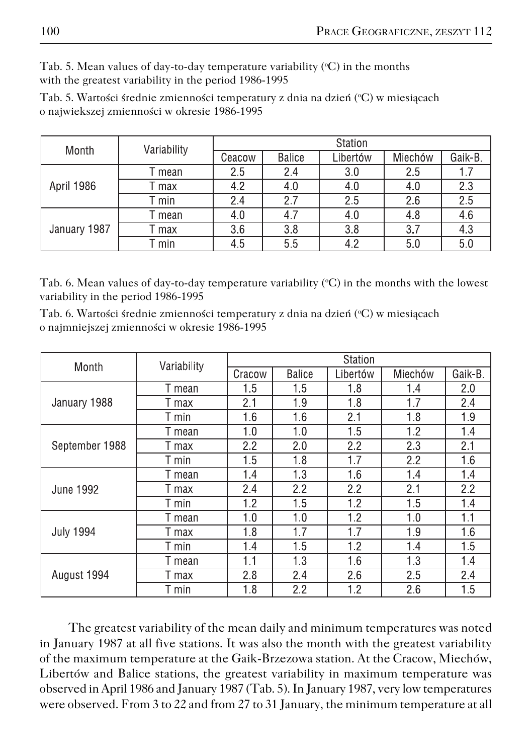Tab. 5. Mean values of day-to-day temperature variability (°C) in the months with the greatest variability in the period 1986-1995

Tab. 5. Wartości średnie zmienności temperatury z dnia na dzień (°C) w miesiącach o najwiekszej zmienności w okresie 1986-1995

| Month | Variability | Station | | | | |
|---|---|---|---|---|---|---|
| | | Ceacow | Balice | Libertów | Miechów | Gaik-B. |
| April 1986 | T mean | 2.5 | 2.4 | 3.0 | 2.5 | 1.7 |
| | T max | 4.2 | 4.0 | 4.0 | 4.0 | 2.3 |
| | T min | 2.4 | 2.7 | 2.5 | 2.6 | 2.5 |
| January 1987 | T mean | 4.0 | 4.7 | 4.0 | 4.8 | 4.6 |
| | T max | 3.6 | 3.8 | 3.8 | 3.7 | 4.3 |
| | T min | 4.5 | 5.5 | 4.2 | 5.0 | 5.0 |

Tab. 6. Mean values of day-to-day temperature variability (°C) in the months with the lowest variability in the period 1986-1995

Tab. 6. Wartości średnie zmienności temperatury z dnia na dzień (°C) w miesiącach o najmniejszej zmienności w okresie 1986-1995

| Month | Variability | Station | | | | |
|---|---|---|---|---|---|---|
| | | Cracow | Balice | Libertów | Miechów | Gaik-B. |
| January 1988 | T mean | 1.5 | 1.5 | 1.8 | 1.4 | 2.0 |
| | T max | 2.1 | 1.9 | 1.8 | 1.7 | 2.4 |
| | T min | 1.6 | 1.6 | 2.1 | 1.8 | 1.9 |
| September 1988 | T mean | 1.0 | 1.0 | 1.5 | 1.2 | 1.4 |
| | T max | 2.2 | 2.0 | 2.2 | 2.3 | 2.1 |
| | T min | 1.5 | 1.8 | 1.7 | 2.2 | 1.6 |
| June 1992 | T mean | 1.4 | 1.3 | 1.6 | 1.4 | 1.4 |
| | T max | 2.4 | 2.2 | 2.2 | 2.1 | 2.2 |
| | T min | 1.2 | 1.5 | 1.2 | 1.5 | 1.4 |
| July 1994 | T mean | 1.0 | 1.0 | 1.2 | 1.0 | 1.1 |
| | T max | 1.8 | 1.7 | 1.7 | 1.9 | 1.6 |
| | T min | 1.4 | 1.5 | 1.2 | 1.4 | 1.5 |
| August 1994 | T mean | 1.1 | 1.3 | 1.6 | 1.3 | 1.4 |
| | T max | 2.8 | 2.4 | 2.6 | 2.5 | 2.4 |
| | T min | 1.8 | 2.2 | 1.2 | 2.6 | 1.5 |

The greatest variability of the mean daily and minimum temperatures was noted in January 1987 at all five stations. It was also the month with the greatest variability of the maximum temperature at the Gaik-Brzezowa station. At the Cracow, Miechów, Libertów and Balice stations, the greatest variability in maximum temperature was observed in April 1986 and January 1987 (Tab. 5). In January 1987, very low temperatures were observed. From 3 to 22 and from 27 to 31 January, the minimum temperature at all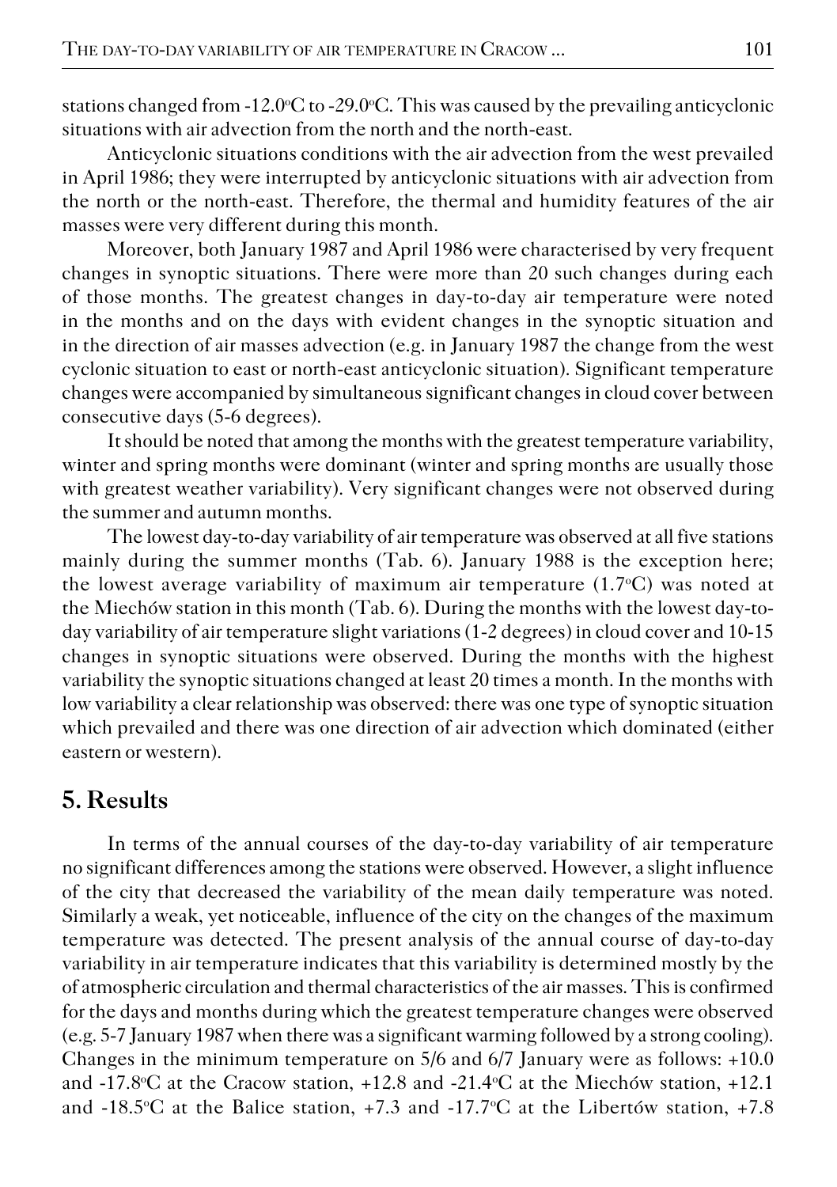stations changed from -12.0°C to -29.0°C. This was caused by the prevailing anticyclonic situations with air advection from the north and the north-east.

Anticyclonic situations conditions with the air advection from the west prevailed in April 1986; they were interrupted by anticyclonic situations with air advection from the north or the north-east. Therefore, the thermal and humidity features of the air masses were very different during this month.

Moreover, both January 1987 and April 1986 were characterised by very frequent changes in synoptic situations. There were more than 20 such changes during each of those months. The greatest changes in day-to-day air temperature were noted in the months and on the days with evident changes in the synoptic situation and in the direction of air masses advection (e.g. in January 1987 the change from the west cyclonic situation to east or north-east anticyclonic situation). Significant temperature changes were accompanied by simultaneous significant changes in cloud cover between consecutive days (5-6 degrees).

It should be noted that among the months with the greatest temperature variability, winter and spring months were dominant (winter and spring months are usually those with greatest weather variability). Very significant changes were not observed during the summer and autumn months.

The lowest day-to-day variability of air temperature was observed at all five stations mainly during the summer months (Tab. 6). January 1988 is the exception here; the lowest average variability of maximum air temperature (1.7°C) was noted at the Miechów station in this month (Tab. 6). During the months with the lowest day-to-day variability of air temperature slight variations (1-2 degrees) in cloud cover and 10-15 changes in synoptic situations were observed. During the months with the highest variability the synoptic situations changed at least 20 times a month. In the months with low variability a clear relationship was observed: there was one type of synoptic situation which prevailed and there was one direction of air advection which dominated (either eastern or western).

## 5. Results

In terms of the annual courses of the day-to-day variability of air temperature no significant differences among the stations were observed. However, a slight influence of the city that decreased the variability of the mean daily temperature was noted. Similarly a weak, yet noticeable, influence of the city on the changes of the maximum temperature was detected. The present analysis of the annual course of day-to-day variability in air temperature indicates that this variability is determined mostly by the of atmospheric circulation and thermal characteristics of the air masses. This is confirmed for the days and months during which the greatest temperature changes were observed (e.g. 5-7 January 1987 when there was a significant warming followed by a strong cooling). Changes in the minimum temperature on 5/6 and 6/7 January were as follows: +10.0 and -17.8°C at the Cracow station, +12.8 and -21.4°C at the Miechów station, +12.1 and -18.5°C at the Balice station, +7.3 and -17.7°C at the Libertów station, +7.8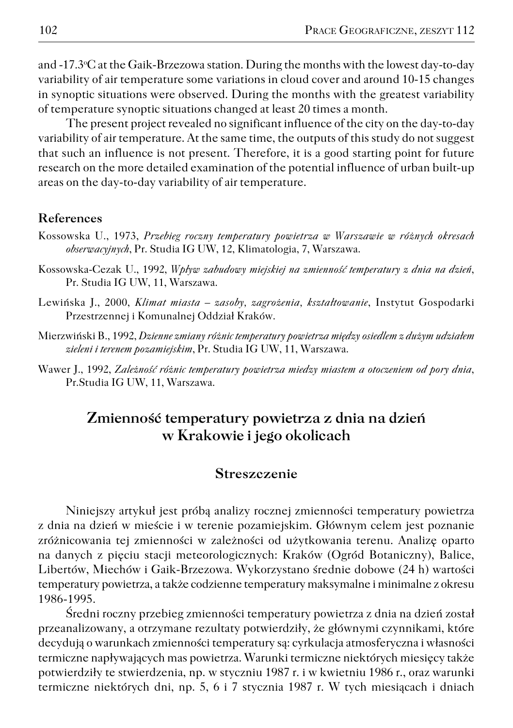and -17.3°C at the Gaik-Brzezowa station. During the months with the lowest day-to-day variability of air temperature some variations in cloud cover and around 10-15 changes in synoptic situations were observed. During the months with the greatest variability of temperature synoptic situations changed at least 20 times a month.

The present project revealed no significant influence of the city on the day-to-day variability of air temperature. At the same time, the outputs of this study do not suggest that such an influence is not present. Therefore, it is a good starting point for future research on the more detailed examination of the potential influence of urban built-up areas on the day-to-day variability of air temperature.

## References

Kossowska U., 1973, *Przebieg roczny temperatury powietrza w Warszawie w różnych okresach obserwacyjnych*, Pr. Studia IG UW, 12, Klimatologia, 7, Warszawa.

Kossowska-Cezak U., 1992, *Wpływ zabudowy miejskiej na zmienność temperatury z dnia na dzień*, Pr. Studia IG UW, 11, Warszawa.

Lewińska J., 2000, *Klimat miasta – zasoby, zagrożenia, kształtowanie*, Instytut Gospodarki Przestrzennej i Komunalnej Oddział Kraków.

Mierzwiński B., 1992, *Dzienne zmiany różnic temperatury powietrza między osiedlem z dużym udziałem zieleni i terenem pozamiejskim*, Pr. Studia IG UW, 11, Warszawa.

Wawer J., 1992, *Zależność różnic temperatury powietrza miedzy miastem a otoczeniem od pory dnia*, Pr.Studia IG UW, 11, Warszawa.

# Zmienność temperatury powietrza z dnia na dzień w Krakowie i jego okolicach

## Streszczenie

Niniejszy artykuł jest próbą analizy rocznej zmienności temperatury powietrza z dnia na dzień w mieście i w terenie pozamiejskim. Głównym celem jest poznanie zróżnicowania tej zmienności w zależności od użytkowania terenu. Analizę oparto na danych z pięciu stacji meteorologicznych: Kraków (Ogród Botaniczny), Balice, Libertów, Miechów i Gaik-Brzezowa. Wykorzystano średnie dobowe (24 h) wartości temperatury powietrza, a także codzienne temperatury maksymalne i minimalne z okresu 1986-1995.

Średni roczny przebieg zmienności temperatury powietrza z dnia na dzień został przeanalizowany, a otrzymane rezultaty potwierdziły, że głównymi czynnikami, które decydują o warunkach zmienności temperatury są: cyrkulacja atmosferyczna i własności termiczne napływających mas powietrza. Warunki termiczne niektórych miesięcy także potwierdziły te stwierdzenia, np. w styczniu 1987 r. i w kwietniu 1986 r., oraz warunki termiczne niektórych dni, np. 5, 6 i 7 stycznia 1987 r. W tych miesiącach i dniach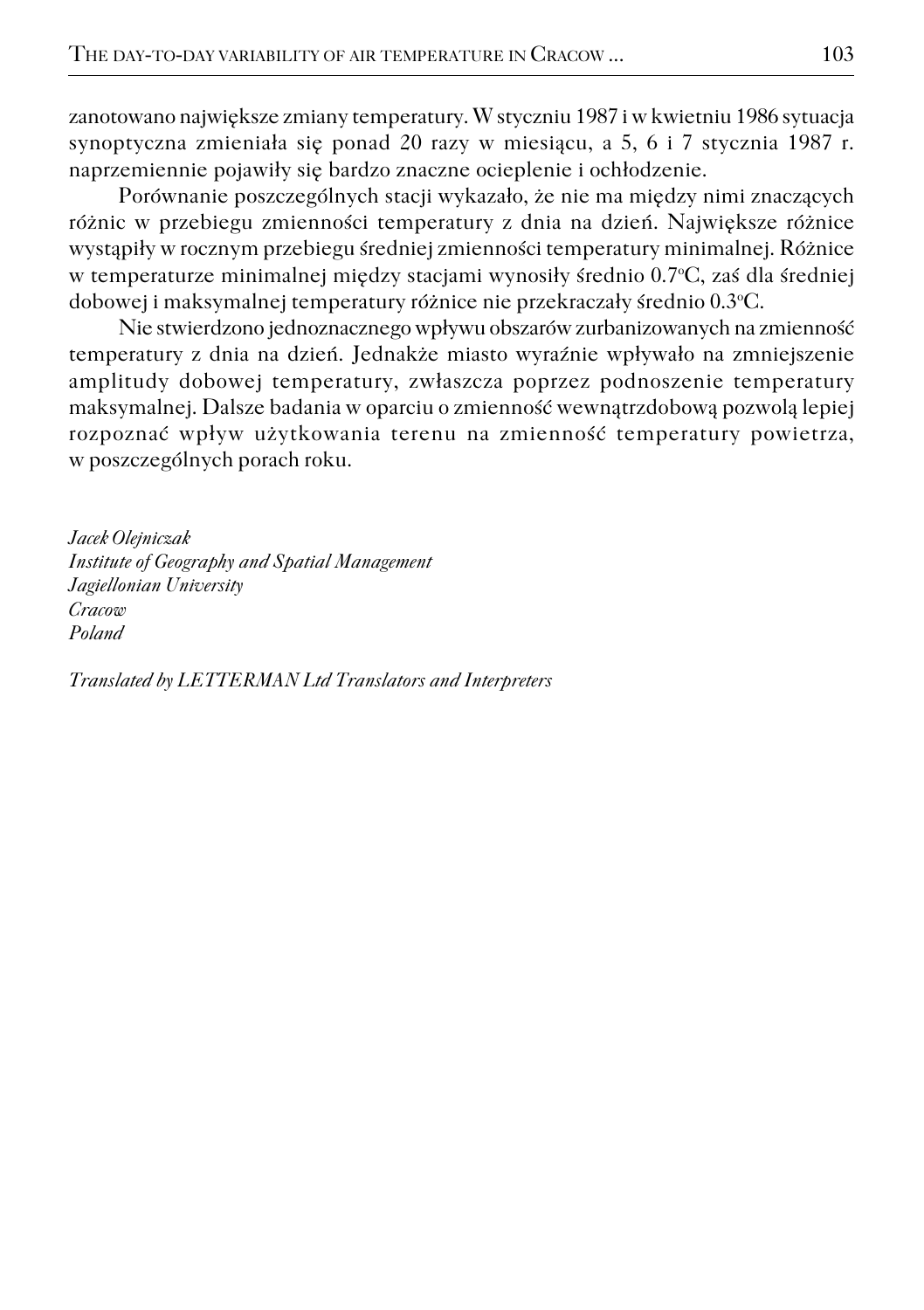zanotowano największe zmiany temperatury. W styczniu 1987 i w kwietniu 1986 sytuacja synoptyczna zmieniała się ponad 20 razy w miesiącu, a 5, 6 i 7 stycznia 1987 r. naprzemiennie pojawiły się bardzo znaczne ocieplenie i ochłodzenie.

Porównanie poszczególnych stacji wykazało, że nie ma między nimi znaczących różnic w przebiegu zmienności temperatury z dnia na dzień. Największe różnice wystąpiły w rocznym przebiegu średniej zmienności temperatury minimalnej. Różnice w temperaturze minimalnej między stacjami wynosiły średnio 0.7°C, zaś dla średniej dobowej i maksymalnej temperatury różnice nie przekraczały średnio 0.3°C.

Nie stwierdzono jednoznacznego wpływu obszarów zurbanizowanych na zmienność temperatury z dnia na dzień. Jednakże miasto wyraźnie wpływało na zmniejszenie amplitudy dobowej temperatury, zwłaszcza poprzez podnoszenie temperatury maksymalnej. Dalsze badania w oparciu o zmienność wewnątrzdobową pozwolą lepiej rozpoznać wpływ użytkowania terenu na zmienność temperatury powietrza, w poszczególnych porach roku.

*Jacek Olejniczak*
*Institute of Geography and Spatial Management*
*Jagiellonian University*
*Cracow*
*Poland*

*Translated by LETTERMAN Ltd Translators and Interpreters*